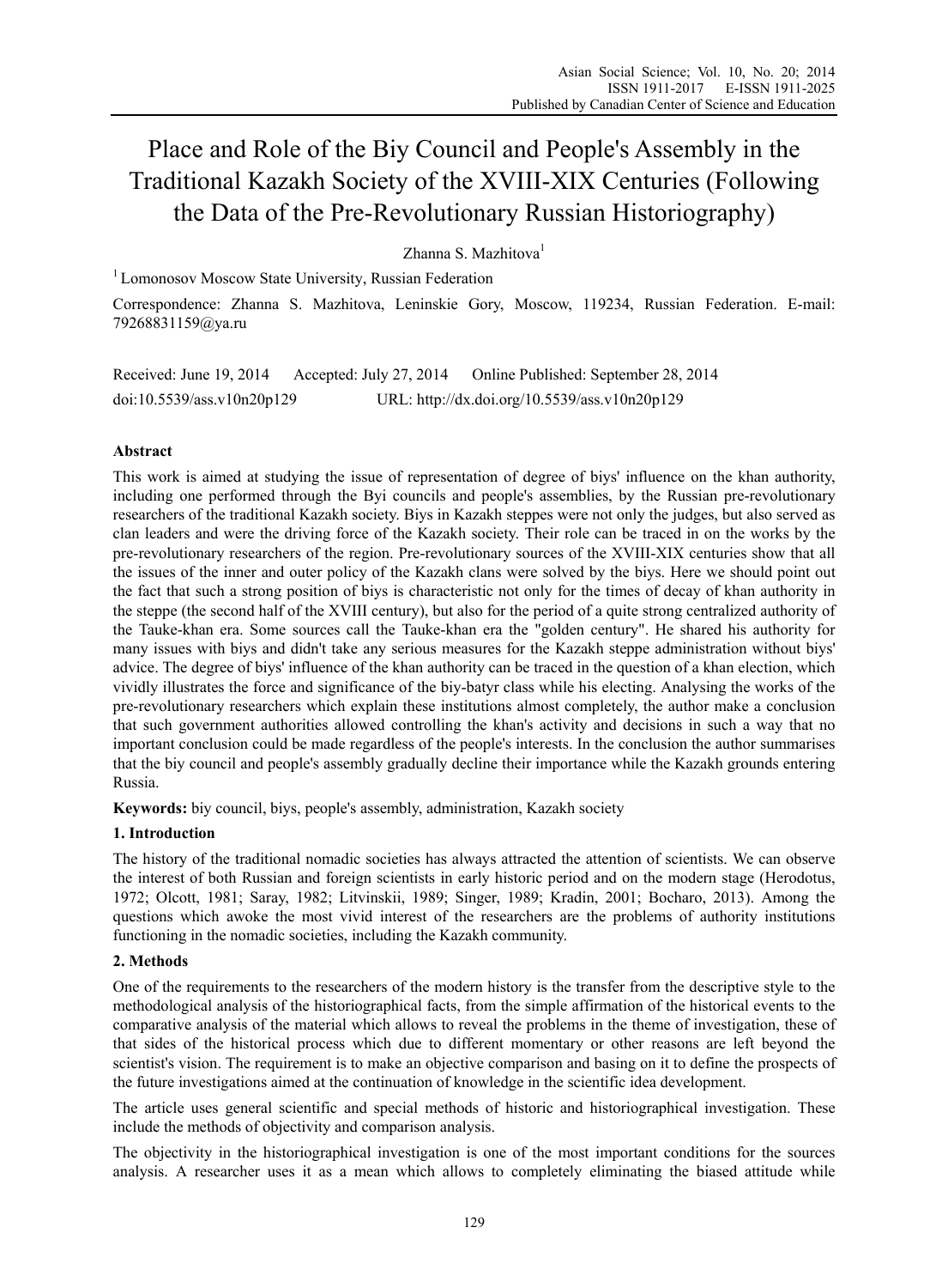# Place and Role of the Biy Council and People's Assembly in the Traditional Kazakh Society of the XVIII-XIX Centuries (Following the Data of the Pre-Revolutionary Russian Historiography)

Zhanna S. Mazhitova[1]

[1] Lomonosov Moscow State University, Russian Federation

Correspondence: Zhanna S. Mazhitova, Leninskie Gory, Moscow, 119234, Russian Federation. E-mail: 79268831159@ya.ru

Received: June 19, 2014 Accepted: July 27, 2014 Online Published: September 28, 2014

doi:10.5539/ass.v10n20p129 URL: http://dx.doi.org/10.5539/ass.v10n20p129

## Abstract

This work is aimed at studying the issue of representation of degree of biys' influence on the khan authority, including one performed through the Byi councils and people's assemblies, by the Russian pre-revolutionary researchers of the traditional Kazakh society. Biys in Kazakh steppes were not only the judges, but also served as clan leaders and were the driving force of the Kazakh society. Their role can be traced in on the works by the pre-revolutionary researchers of the region. Pre-revolutionary sources of the XVIII-XIX centuries show that all the issues of the inner and outer policy of the Kazakh clans were solved by the biys. Here we should point out the fact that such a strong position of biys is characteristic not only for the times of decay of khan authority in the steppe (the second half of the XVIII century), but also for the period of a quite strong centralized authority of the Tauke-khan era. Some sources call the Tauke-khan era the "golden century". He shared his authority for many issues with biys and didn't take any serious measures for the Kazakh steppe administration without biys' advice. The degree of biys' influence of the khan authority can be traced in the question of a khan election, which vividly illustrates the force and significance of the biy-batyr class while his electing. Analysing the works of the pre-revolutionary researchers which explain these institutions almost completely, the author make a conclusion that such government authorities allowed controlling the khan's activity and decisions in such a way that no important conclusion could be made regardless of the people's interests. In the conclusion the author summarises that the biy council and people's assembly gradually decline their importance while the Kazakh grounds entering Russia.

**Keywords:** biy council, biys, people's assembly, administration, Kazakh society

## 1. Introduction

The history of the traditional nomadic societies has always attracted the attention of scientists. We can observe the interest of both Russian and foreign scientists in early historic period and on the modern stage (Herodotus, 1972; Olcott, 1981; Saray, 1982; Litvinskii, 1989; Singer, 1989; Kradin, 2001; Bocharo, 2013). Among the questions which awoke the most vivid interest of the researchers are the problems of authority institutions functioning in the nomadic societies, including the Kazakh community.

## 2. Methods

One of the requirements to the researchers of the modern history is the transfer from the descriptive style to the methodological analysis of the historiographical facts, from the simple affirmation of the historical events to the comparative analysis of the material which allows to reveal the problems in the theme of investigation, these of that sides of the historical process which due to different momentary or other reasons are left beyond the scientist's vision. The requirement is to make an objective comparison and basing on it to define the prospects of the future investigations aimed at the continuation of knowledge in the scientific idea development.

The article uses general scientific and special methods of historic and historiographical investigation. These include the methods of objectivity and comparison analysis.

The objectivity in the historiographical investigation is one of the most important conditions for the sources analysis. A researcher uses it as a mean which allows to completely eliminating the biased attitude while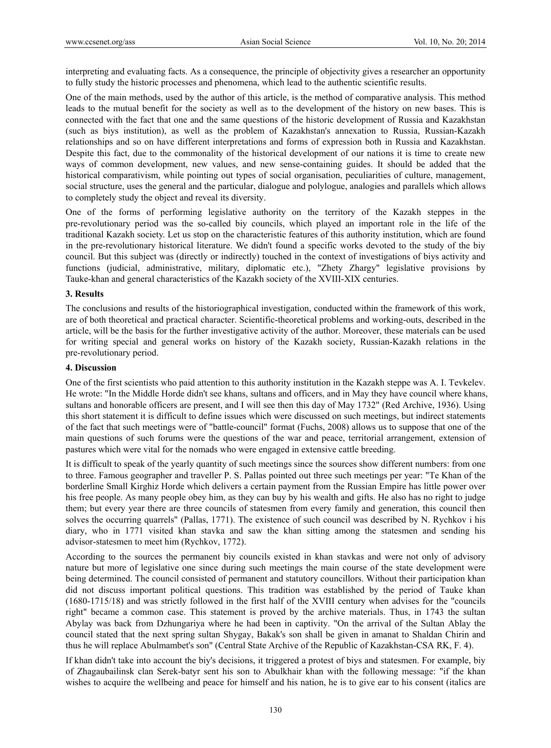interpreting and evaluating facts. As a consequence, the principle of objectivity gives a researcher an opportunity to fully study the historic processes and phenomena, which lead to the authentic scientific results.

One of the main methods, used by the author of this article, is the method of comparative analysis. This method leads to the mutual benefit for the society as well as to the development of the history on new bases. This is connected with the fact that one and the same questions of the historic development of Russia and Kazakhstan (such as biys institution), as well as the problem of Kazakhstan's annexation to Russia, Russian-Kazakh relationships and so on have different interpretations and forms of expression both in Russia and Kazakhstan. Despite this fact, due to the commonality of the historical development of our nations it is time to create new ways of common development, new values, and new sense-containing guides. It should be added that the historical comparativism, while pointing out types of social organisation, peculiarities of culture, management, social structure, uses the general and the particular, dialogue and polylogue, analogies and parallels which allows to completely study the object and reveal its diversity.

One of the forms of performing legislative authority on the territory of the Kazakh steppes in the pre-revolutionary period was the so-called biy councils, which played an important role in the life of the traditional Kazakh society. Let us stop on the characteristic features of this authority institution, which are found in the pre-revolutionary historical literature. We didn't found a specific works devoted to the study of the biy council. But this subject was (directly or indirectly) touched in the context of investigations of biys activity and functions (judicial, administrative, military, diplomatic etc.), "Zhety Zhargy" legislative provisions by Tauke-khan and general characteristics of the Kazakh society of the XVIII-XIX centuries.

## 3. Results

The conclusions and results of the historiographical investigation, conducted within the framework of this work, are of both theoretical and practical character. Scientific-theoretical problems and working-outs, described in the article, will be the basis for the further investigative activity of the author. Moreover, these materials can be used for writing special and general works on history of the Kazakh society, Russian-Kazakh relations in the pre-revolutionary period.

## 4. Discussion

One of the first scientists who paid attention to this authority institution in the Kazakh steppe was A. I. Tevkelev. He wrote: "In the Middle Horde didn't see khans, sultans and officers, and in May they have council where khans, sultans and honorable officers are present, and I will see then this day of May 1732" (Red Archive, 1936). Using this short statement it is difficult to define issues which were discussed on such meetings, but indirect statements of the fact that such meetings were of "battle-council" format (Fuchs, 2008) allows us to suppose that one of the main questions of such forums were the questions of the war and peace, territorial arrangement, extension of pastures which were vital for the nomads who were engaged in extensive cattle breeding.

It is difficult to speak of the yearly quantity of such meetings since the sources show different numbers: from one to three. Famous geographer and traveller P. S. Pallas pointed out three such meetings per year: "Te Khan of the borderline Small Kirghiz Horde which delivers a certain payment from the Russian Empire has little power over his free people. As many people obey him, as they can buy by his wealth and gifts. He also has no right to judge them; but every year there are three councils of statesmen from every family and generation, this council then solves the occurring quarrels" (Pallas, 1771). The existence of such council was described by N. Rychkov i his diary, who in 1771 visited khan stavka and saw the khan sitting among the statesmen and sending his advisor-statesmen to meet him (Rychkov, 1772).

According to the sources the permanent biy councils existed in khan stavkas and were not only of advisory nature but more of legislative one since during such meetings the main course of the state development were being determined. The council consisted of permanent and statutory councillors. Without their participation khan did not discuss important political questions. This tradition was established by the period of Tauke khan (1680-1715/18) and was strictly followed in the first half of the XVIII century when advises for the "councils right" became a common case. This statement is proved by the archive materials. Thus, in 1743 the sultan Abylay was back from Dzhungariya where he had been in captivity. "On the arrival of the Sultan Ablay the council stated that the next spring sultan Shygay, Bakak's son shall be given in amanat to Shaldan Chirin and thus he will replace Abulmambet's son" (Central State Archive of the Republic of Kazakhstan-CSA RK, F. 4).

If khan didn't take into account the biy's decisions, it triggered a protest of biys and statesmen. For example, biy of Zhagaubailinsk clan Serek-batyr sent his son to Abulkhair khan with the following message: "if the khan wishes to acquire the wellbeing and peace for himself and his nation, he is to give ear to his consent (italics are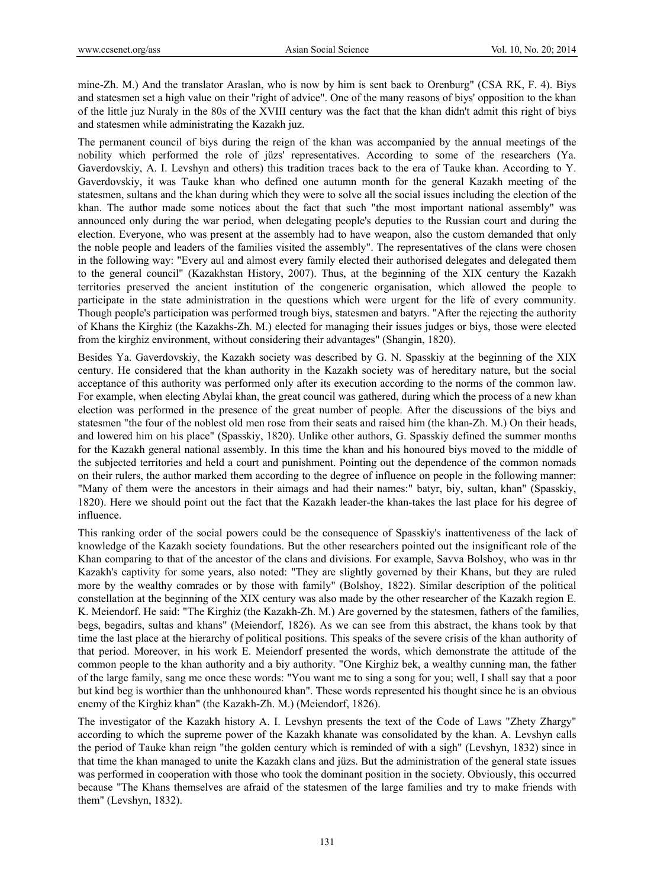mine-Zh. M.) And the translator Araslan, who is now by him is sent back to Orenburg" (CSA RK, F. 4). Biys and statesmen set a high value on their "right of advice". One of the many reasons of biys' opposition to the khan of the little juz Nuraly in the 80s of the XVIII century was the fact that the khan didn't admit this right of biys and statesmen while administrating the Kazakh juz.

The permanent council of biys during the reign of the khan was accompanied by the annual meetings of the nobility which performed the role of jüzs' representatives. According to some of the researchers (Ya. Gaverdovskiy, A. I. Levshyn and others) this tradition traces back to the era of Tauke khan. According to Y. Gaverdovskiy, it was Tauke khan who defined one autumn month for the general Kazakh meeting of the statesmen, sultans and the khan during which they were to solve all the social issues including the election of the khan. The author made some notices about the fact that such "the most important national assembly" was announced only during the war period, when delegating people's deputies to the Russian court and during the election. Everyone, who was present at the assembly had to have weapon, also the custom demanded that only the noble people and leaders of the families visited the assembly". The representatives of the clans were chosen in the following way: "Every aul and almost every family elected their authorised delegates and delegated them to the general council" (Kazakhstan History, 2007). Thus, at the beginning of the XIX century the Kazakh territories preserved the ancient institution of the congeneric organisation, which allowed the people to participate in the state administration in the questions which were urgent for the life of every community. Though people's participation was performed trough biys, statesmen and batyrs. "After the rejecting the authority of Khans the Kirghiz (the Kazakhs-Zh. M.) elected for managing their issues judges or biys, those were elected from the kirghiz environment, without considering their advantages" (Shangin, 1820).

Besides Ya. Gaverdovskiy, the Kazakh society was described by G. N. Spasskiy at the beginning of the XIX century. He considered that the khan authority in the Kazakh society was of hereditary nature, but the social acceptance of this authority was performed only after its execution according to the norms of the common law. For example, when electing Abylai khan, the great council was gathered, during which the process of a new khan election was performed in the presence of the great number of people. After the discussions of the biys and statesmen "the four of the noblest old men rose from their seats and raised him (the khan-Zh. M.) On their heads, and lowered him on his place" (Spasskiy, 1820). Unlike other authors, G. Spasskiy defined the summer months for the Kazakh general national assembly. In this time the khan and his honoured biys moved to the middle of the subjected territories and held a court and punishment. Pointing out the dependence of the common nomads on their rulers, the author marked them according to the degree of influence on people in the following manner: "Many of them were the ancestors in their aimags and had their names:" batyr, biy, sultan, khan" (Spasskiy, 1820). Here we should point out the fact that the Kazakh leader-the khan-takes the last place for his degree of influence.

This ranking order of the social powers could be the consequence of Spasskiy's inattentiveness of the lack of knowledge of the Kazakh society foundations. But the other researchers pointed out the insignificant role of the Khan comparing to that of the ancestor of the clans and divisions. For example, Savva Bolshoy, who was in thr Kazakh's captivity for some years, also noted: "They are slightly governed by their Khans, but they are ruled more by the wealthy comrades or by those with family" (Bolshoy, 1822). Similar description of the political constellation at the beginning of the XIX century was also made by the other researcher of the Kazakh region E. K. Meiendorf. He said: "The Kirghiz (the Kazakh-Zh. M.) Are governed by the statesmen, fathers of the families, begs, begadirs, sultas and khans" (Meiendorf, 1826). As we can see from this abstract, the khans took by that time the last place at the hierarchy of political positions. This speaks of the severe crisis of the khan authority of that period. Moreover, in his work E. Meiendorf presented the words, which demonstrate the attitude of the common people to the khan authority and a biy authority. "One Kirghiz bek, a wealthy cunning man, the father of the large family, sang me once these words: "You want me to sing a song for you; well, I shall say that a poor but kind beg is worthier than the unhhonoured khan". These words represented his thought since he is an obvious enemy of the Kirghiz khan" (the Kazakh-Zh. M.) (Meiendorf, 1826).

The investigator of the Kazakh history A. I. Levshyn presents the text of the Code of Laws "Zhety Zhargy" according to which the supreme power of the Kazakh khanate was consolidated by the khan. A. Levshyn calls the period of Tauke khan reign "the golden century which is reminded of with a sigh" (Levshyn, 1832) since in that time the khan managed to unite the Kazakh clans and jüzs. But the administration of the general state issues was performed in cooperation with those who took the dominant position in the society. Obviously, this occurred because "The Khans themselves are afraid of the statesmen of the large families and try to make friends with them" (Levshyn, 1832).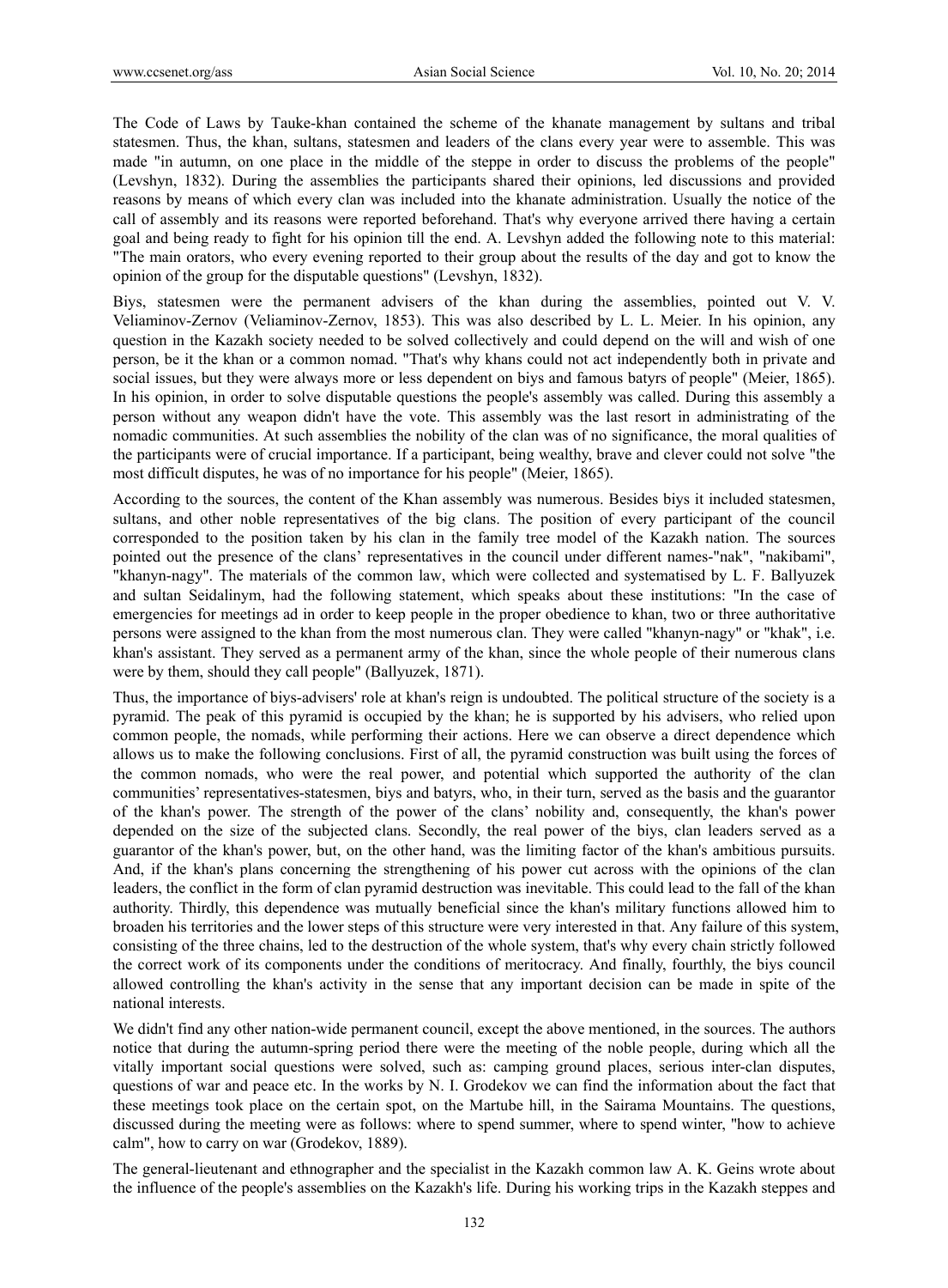The Code of Laws by Tauke-khan contained the scheme of the khanate management by sultans and tribal statesmen. Thus, the khan, sultans, statesmen and leaders of the clans every year were to assemble. This was made "in autumn, on one place in the middle of the steppe in order to discuss the problems of the people" (Levshyn, 1832). During the assemblies the participants shared their opinions, led discussions and provided reasons by means of which every clan was included into the khanate administration. Usually the notice of the call of assembly and its reasons were reported beforehand. That's why everyone arrived there having a certain goal and being ready to fight for his opinion till the end. A. Levshyn added the following note to this material: "The main orators, who every evening reported to their group about the results of the day and got to know the opinion of the group for the disputable questions" (Levshyn, 1832).

Biys, statesmen were the permanent advisers of the khan during the assemblies, pointed out V. V. Veliaminov-Zernov (Veliaminov-Zernov, 1853). This was also described by L. L. Meier. In his opinion, any question in the Kazakh society needed to be solved collectively and could depend on the will and wish of one person, be it the khan or a common nomad. "That's why khans could not act independently both in private and social issues, but they were always more or less dependent on biys and famous batyrs of people" (Meier, 1865). In his opinion, in order to solve disputable questions the people's assembly was called. During this assembly a person without any weapon didn't have the vote. This assembly was the last resort in administrating of the nomadic communities. At such assemblies the nobility of the clan was of no significance, the moral qualities of the participants were of crucial importance. If a participant, being wealthy, brave and clever could not solve "the most difficult disputes, he was of no importance for his people" (Meier, 1865).

According to the sources, the content of the Khan assembly was numerous. Besides biys it included statesmen, sultans, and other noble representatives of the big clans. The position of every participant of the council corresponded to the position taken by his clan in the family tree model of the Kazakh nation. The sources pointed out the presence of the clans' representatives in the council under different names-"nak", "nakibami", "khanyn-nagy". The materials of the common law, which were collected and systematised by L. F. Ballyuzek and sultan Seidalinym, had the following statement, which speaks about these institutions: "In the case of emergencies for meetings ad in order to keep people in the proper obedience to khan, two or three authoritative persons were assigned to the khan from the most numerous clan. They were called "khanyn-nagy" or "khak", i.e. khan's assistant. They served as a permanent army of the khan, since the whole people of their numerous clans were by them, should they call people" (Ballyuzek, 1871).

Thus, the importance of biys-advisers' role at khan's reign is undoubted. The political structure of the society is a pyramid. The peak of this pyramid is occupied by the khan; he is supported by his advisers, who relied upon common people, the nomads, while performing their actions. Here we can observe a direct dependence which allows us to make the following conclusions. First of all, the pyramid construction was built using the forces of the common nomads, who were the real power, and potential which supported the authority of the clan communities' representatives-statesmen, biys and batyrs, who, in their turn, served as the basis and the guarantor of the khan's power. The strength of the power of the clans' nobility and, consequently, the khan's power depended on the size of the subjected clans. Secondly, the real power of the biys, clan leaders served as a guarantor of the khan's power, but, on the other hand, was the limiting factor of the khan's ambitious pursuits. And, if the khan's plans concerning the strengthening of his power cut across with the opinions of the clan leaders, the conflict in the form of clan pyramid destruction was inevitable. This could lead to the fall of the khan authority. Thirdly, this dependence was mutually beneficial since the khan's military functions allowed him to broaden his territories and the lower steps of this structure were very interested in that. Any failure of this system, consisting of the three chains, led to the destruction of the whole system, that's why every chain strictly followed the correct work of its components under the conditions of meritocracy. And finally, fourthly, the biys council allowed controlling the khan's activity in the sense that any important decision can be made in spite of the national interests.

We didn't find any other nation-wide permanent council, except the above mentioned, in the sources. The authors notice that during the autumn-spring period there were the meeting of the noble people, during which all the vitally important social questions were solved, such as: camping ground places, serious inter-clan disputes, questions of war and peace etc. In the works by N. I. Grodekov we can find the information about the fact that these meetings took place on the certain spot, on the Martube hill, in the Sairama Mountains. The questions, discussed during the meeting were as follows: where to spend summer, where to spend winter, "how to achieve calm", how to carry on war (Grodekov, 1889).

The general-lieutenant and ethnographer and the specialist in the Kazakh common law A. K. Geins wrote about the influence of the people's assemblies on the Kazakh's life. During his working trips in the Kazakh steppes and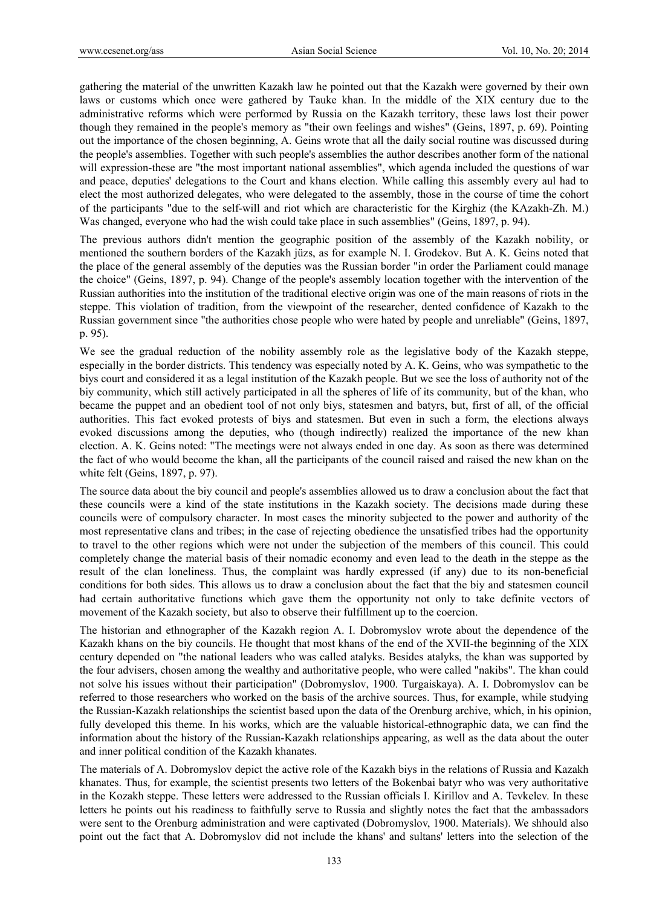gathering the material of the unwritten Kazakh law he pointed out that the Kazakh were governed by their own laws or customs which once were gathered by Tauke khan. In the middle of the XIX century due to the administrative reforms which were performed by Russia on the Kazakh territory, these laws lost their power though they remained in the people's memory as "their own feelings and wishes" (Geins, 1897, p. 69). Pointing out the importance of the chosen beginning, A. Geins wrote that all the daily social routine was discussed during the people's assemblies. Together with such people's assemblies the author describes another form of the national will expression-these are "the most important national assemblies", which agenda included the questions of war and peace, deputies' delegations to the Court and khans election. While calling this assembly every aul had to elect the most authorized delegates, who were delegated to the assembly, those in the course of time the cohort of the participants "due to the self-will and riot which are characteristic for the Kirghiz (the KAzakh-Zh. M.) Was changed, everyone who had the wish could take place in such assemblies" (Geins, 1897, p. 94).

The previous authors didn't mention the geographic position of the assembly of the Kazakh nobility, or mentioned the southern borders of the Kazakh jüzs, as for example N. I. Grodekov. But A. K. Geins noted that the place of the general assembly of the deputies was the Russian border "in order the Parliament could manage the choice" (Geins, 1897, p. 94). Change of the people's assembly location together with the intervention of the Russian authorities into the institution of the traditional elective origin was one of the main reasons of riots in the steppe. This violation of tradition, from the viewpoint of the researcher, dented confidence of Kazakh to the Russian government since "the authorities chose people who were hated by people and unreliable" (Geins, 1897, p. 95).

We see the gradual reduction of the nobility assembly role as the legislative body of the Kazakh steppe, especially in the border districts. This tendency was especially noted by A. K. Geins, who was sympathetic to the biys court and considered it as a legal institution of the Kazakh people. But we see the loss of authority not of the biy community, which still actively participated in all the spheres of life of its community, but of the khan, who became the puppet and an obedient tool of not only biys, statesmen and batyrs, but, first of all, of the official authorities. This fact evoked protests of biys and statesmen. But even in such a form, the elections always evoked discussions among the deputies, who (though indirectly) realized the importance of the new khan election. A. K. Geins noted: "The meetings were not always ended in one day. As soon as there was determined the fact of who would become the khan, all the participants of the council raised and raised the new khan on the white felt (Geins, 1897, p. 97).

The source data about the biy council and people's assemblies allowed us to draw a conclusion about the fact that these councils were a kind of the state institutions in the Kazakh society. The decisions made during these councils were of compulsory character. In most cases the minority subjected to the power and authority of the most representative clans and tribes; in the case of rejecting obedience the unsatisfied tribes had the opportunity to travel to the other regions which were not under the subjection of the members of this council. This could completely change the material basis of their nomadic economy and even lead to the death in the steppe as the result of the clan loneliness. Thus, the complaint was hardly expressed (if any) due to its non-beneficial conditions for both sides. This allows us to draw a conclusion about the fact that the biy and statesmen council had certain authoritative functions which gave them the opportunity not only to take definite vectors of movement of the Kazakh society, but also to observe their fulfillment up to the coercion.

The historian and ethnographer of the Kazakh region A. I. Dobromyslov wrote about the dependence of the Kazakh khans on the biy councils. He thought that most khans of the end of the XVII-the beginning of the XIX century depended on "the national leaders who was called atalyks. Besides atalyks, the khan was supported by the four advisers, chosen among the wealthy and authoritative people, who were called "nakibs". The khan could not solve his issues without their participation" (Dobromyslov, 1900. Turgaiskaya). A. I. Dobromyslov can be referred to those researchers who worked on the basis of the archive sources. Thus, for example, while studying the Russian-Kazakh relationships the scientist based upon the data of the Orenburg archive, which, in his opinion, fully developed this theme. In his works, which are the valuable historical-ethnographic data, we can find the information about the history of the Russian-Kazakh relationships appearing, as well as the data about the outer and inner political condition of the Kazakh khanates.

The materials of A. Dobromyslov depict the active role of the Kazakh biys in the relations of Russia and Kazakh khanates. Thus, for example, the scientist presents two letters of the Bokenbai batyr who was very authoritative in the Kozakh steppe. These letters were addressed to the Russian officials I. Kirillov and A. Tevkelev. In these letters he points out his readiness to faithfully serve to Russia and slightly notes the fact that the ambassadors were sent to the Orenburg administration and were captivated (Dobromyslov, 1900. Materials). We shhould also point out the fact that A. Dobromyslov did not include the khans' and sultans' letters into the selection of the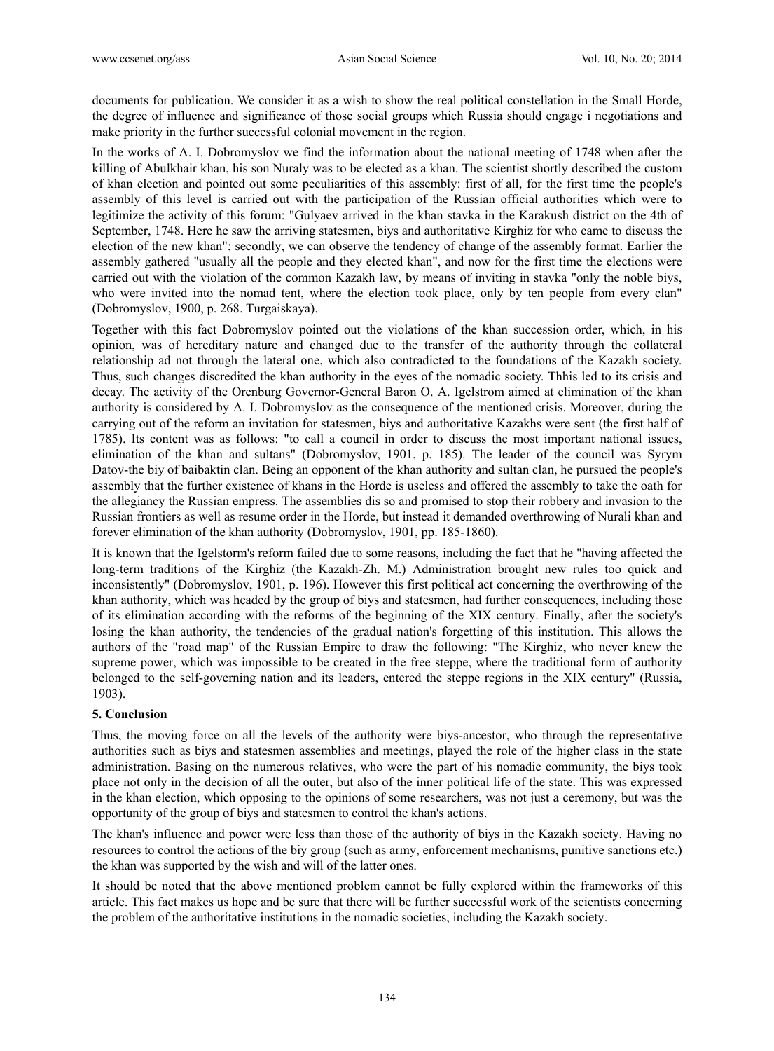documents for publication. We consider it as a wish to show the real political constellation in the Small Horde, the degree of influence and significance of those social groups which Russia should engage i negotiations and make priority in the further successful colonial movement in the region.

In the works of A. I. Dobromyslov we find the information about the national meeting of 1748 when after the killing of Abulkhair khan, his son Nuraly was to be elected as a khan. The scientist shortly described the custom of khan election and pointed out some peculiarities of this assembly: first of all, for the first time the people's assembly of this level is carried out with the participation of the Russian official authorities which were to legitimize the activity of this forum: "Gulyaev arrived in the khan stavka in the Karakush district on the 4th of September, 1748. Here he saw the arriving statesmen, biys and authoritative Kirghiz for who came to discuss the election of the new khan"; secondly, we can observe the tendency of change of the assembly format. Earlier the assembly gathered "usually all the people and they elected khan", and now for the first time the elections were carried out with the violation of the common Kazakh law, by means of inviting in stavka "only the noble biys, who were invited into the nomad tent, where the election took place, only by ten people from every clan" (Dobromyslov, 1900, p. 268. Turgaiskaya).

Together with this fact Dobromyslov pointed out the violations of the khan succession order, which, in his opinion, was of hereditary nature and changed due to the transfer of the authority through the collateral relationship ad not through the lateral one, which also contradicted to the foundations of the Kazakh society. Thus, such changes discredited the khan authority in the eyes of the nomadic society. Thhis led to its crisis and decay. The activity of the Orenburg Governor-General Baron O. A. Igelstrom aimed at elimination of the khan authority is considered by A. I. Dobromyslov as the consequence of the mentioned crisis. Moreover, during the carrying out of the reform an invitation for statesmen, biys and authoritative Kazakhs were sent (the first half of 1785). Its content was as follows: "to call a council in order to discuss the most important national issues, elimination of the khan and sultans" (Dobromyslov, 1901, p. 185). The leader of the council was Syrym Datov-the biy of baibaktin clan. Being an opponent of the khan authority and sultan clan, he pursued the people's assembly that the further existence of khans in the Horde is useless and offered the assembly to take the oath for the allegiancy the Russian empress. The assemblies dis so and promised to stop their robbery and invasion to the Russian frontiers as well as resume order in the Horde, but instead it demanded overthrowing of Nurali khan and forever elimination of the khan authority (Dobromyslov, 1901, pp. 185-1860).

It is known that the Igelstorm's reform failed due to some reasons, including the fact that he "having affected the long-term traditions of the Kirghiz (the Kazakh-Zh. M.) Administration brought new rules too quick and inconsistently" (Dobromyslov, 1901, p. 196). However this first political act concerning the overthrowing of the khan authority, which was headed by the group of biys and statesmen, had further consequences, including those of its elimination according with the reforms of the beginning of the XIX century. Finally, after the society's losing the khan authority, the tendencies of the gradual nation's forgetting of this institution. This allows the authors of the "road map" of the Russian Empire to draw the following: "The Kirghiz, who never knew the supreme power, which was impossible to be created in the free steppe, where the traditional form of authority belonged to the self-governing nation and its leaders, entered the steppe regions in the XIX century" (Russia, 1903).

## 5. Conclusion

Thus, the moving force on all the levels of the authority were biys-ancestor, who through the representative authorities such as biys and statesmen assemblies and meetings, played the role of the higher class in the state administration. Basing on the numerous relatives, who were the part of his nomadic community, the biys took place not only in the decision of all the outer, but also of the inner political life of the state. This was expressed in the khan election, which opposing to the opinions of some researchers, was not just a ceremony, but was the opportunity of the group of biys and statesmen to control the khan's actions.

The khan's influence and power were less than those of the authority of biys in the Kazakh society. Having no resources to control the actions of the biy group (such as army, enforcement mechanisms, punitive sanctions etc.) the khan was supported by the wish and will of the latter ones.

It should be noted that the above mentioned problem cannot be fully explored within the frameworks of this article. This fact makes us hope and be sure that there will be further successful work of the scientists concerning the problem of the authoritative institutions in the nomadic societies, including the Kazakh society.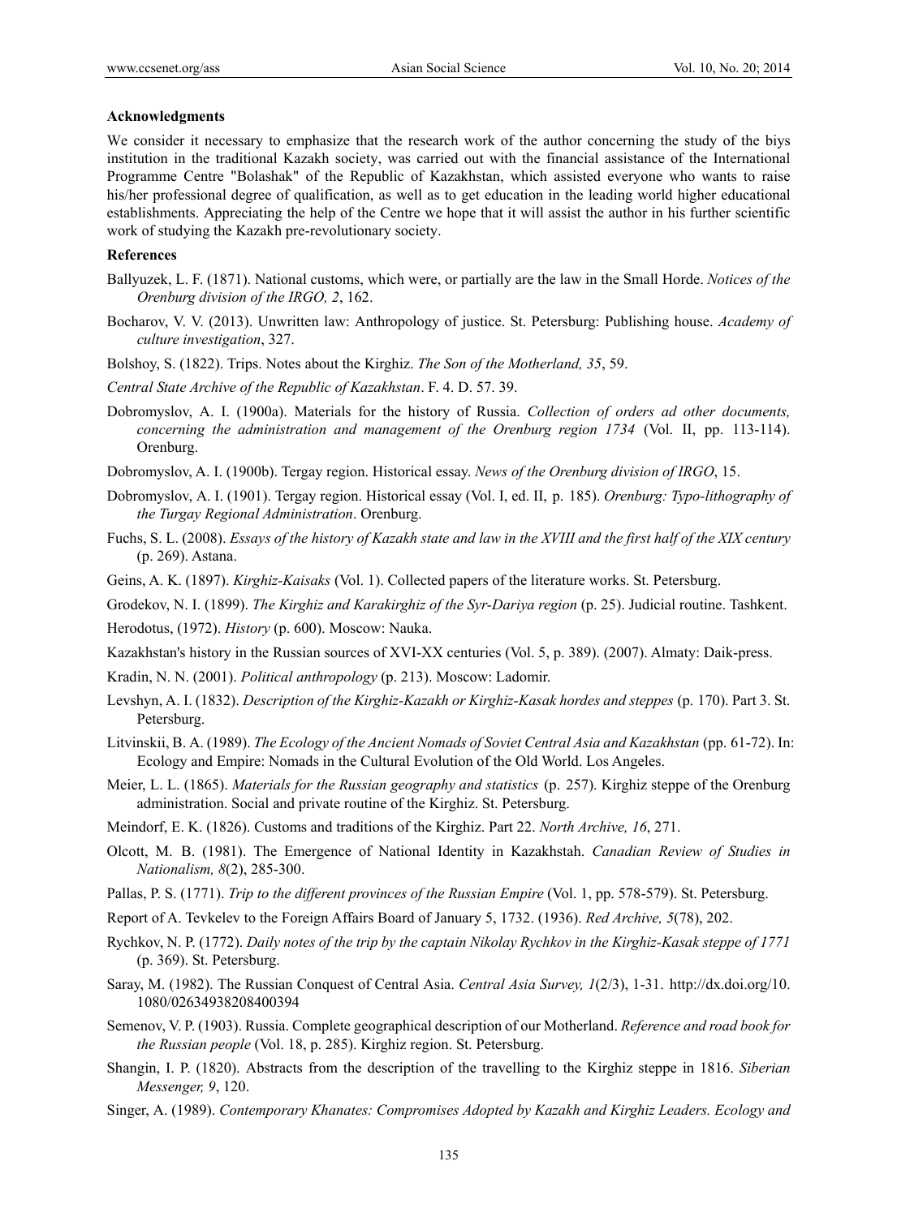**Acknowledgments**

We consider it necessary to emphasize that the research work of the author concerning the study of the biys institution in the traditional Kazakh society, was carried out with the financial assistance of the International Programme Centre "Bolashak" of the Republic of Kazakhstan, which assisted everyone who wants to raise his/her professional degree of qualification, as well as to get education in the leading world higher educational establishments. Appreciating the help of the Centre we hope that it will assist the author in his further scientific work of studying the Kazakh pre-revolutionary society.

**References**

Ballyuzek, L. F. (1871). National customs, which were, or partially are the law in the Small Horde. *Notices of the Orenburg division of the IRGO, 2*, 162.

Bocharov, V. V. (2013). Unwritten law: Anthropology of justice. St. Petersburg: Publishing house. *Academy of culture investigation*, 327.

Bolshoy, S. (1822). Trips. Notes about the Kirghiz. *The Son of the Motherland, 35*, 59.

*Central State Archive of the Republic of Kazakhstan*. F. 4. D. 57. 39.

Dobromyslov, A. I. (1900a). Materials for the history of Russia. *Collection of orders ad other documents, concerning the administration and management of the Orenburg region 1734* (Vol. II, pp. 113-114). Orenburg.

Dobromyslov, A. I. (1900b). Tergay region. Historical essay. *News of the Orenburg division of IRGO*, 15.

Dobromyslov, A. I. (1901). Tergay region. Historical essay (Vol. I, ed. II, p. 185). *Orenburg: Typo-lithography of the Turgay Regional Administration*. Orenburg.

Fuchs, S. L. (2008). *Essays of the history of Kazakh state and law in the XVIII and the first half of the XIX century* (p. 269). Astana.

Geins, A. K. (1897). *Kirghiz-Kaisaks* (Vol. 1). Collected papers of the literature works. St. Petersburg.

Grodekov, N. I. (1899). *The Kirghiz and Karakirghiz of the Syr-Dariya region* (p. 25). Judicial routine. Tashkent.

Herodotus, (1972). *History* (p. 600). Moscow: Nauka.

Kazakhstan's history in the Russian sources of XVI-XX centuries (Vol. 5, p. 389). (2007). Almaty: Daik-press.

Kradin, N. N. (2001). *Political anthropology* (p. 213). Moscow: Ladomir.

Levshyn, A. I. (1832). *Description of the Kirghiz-Kazakh or Kirghiz-Kasak hordes and steppes* (p. 170). Part 3. St. Petersburg.

Litvinskii, B. A. (1989). *The Ecology of the Ancient Nomads of Soviet Central Asia and Kazakhstan* (pp. 61-72). In: Ecology and Empire: Nomads in the Cultural Evolution of the Old World. Los Angeles.

Meier, L. L. (1865). *Materials for the Russian geography and statistics* (p. 257). Kirghiz steppe of the Orenburg administration. Social and private routine of the Kirghiz. St. Petersburg.

Meindorf, E. K. (1826). Customs and traditions of the Kirghiz. Part 22. *North Archive, 16*, 271.

Olcott, M. B. (1981). The Emergence of National Identity in Kazakhstah. *Canadian Review of Studies in Nationalism, 8*(2), 285-300.

Pallas, P. S. (1771). *Trip to the different provinces of the Russian Empire* (Vol. 1, pp. 578-579). St. Petersburg.

Report of A. Tevkelev to the Foreign Affairs Board of January 5, 1732. (1936). *Red Archive, 5*(78), 202.

Rychkov, N. P. (1772). *Daily notes of the trip by the captain Nikolay Rychkov in the Kirghiz-Kasak steppe of 1771* (p. 369). St. Petersburg.

Saray, M. (1982). The Russian Conquest of Central Asia. *Central Asia Survey, 1*(2/3), 1-31. http://dx.doi.org/10.1080/02634938208400394

Semenov, V. P. (1903). Russia. Complete geographical description of our Motherland. *Reference and road book for the Russian people* (Vol. 18, p. 285). Kirghiz region. St. Petersburg.

Shangin, I. P. (1820). Abstracts from the description of the travelling to the Kirghiz steppe in 1816. *Siberian Messenger, 9*, 120.

Singer, A. (1989). *Contemporary Khanates: Compromises Adopted by Kazakh and Kirghiz Leaders. Ecology and*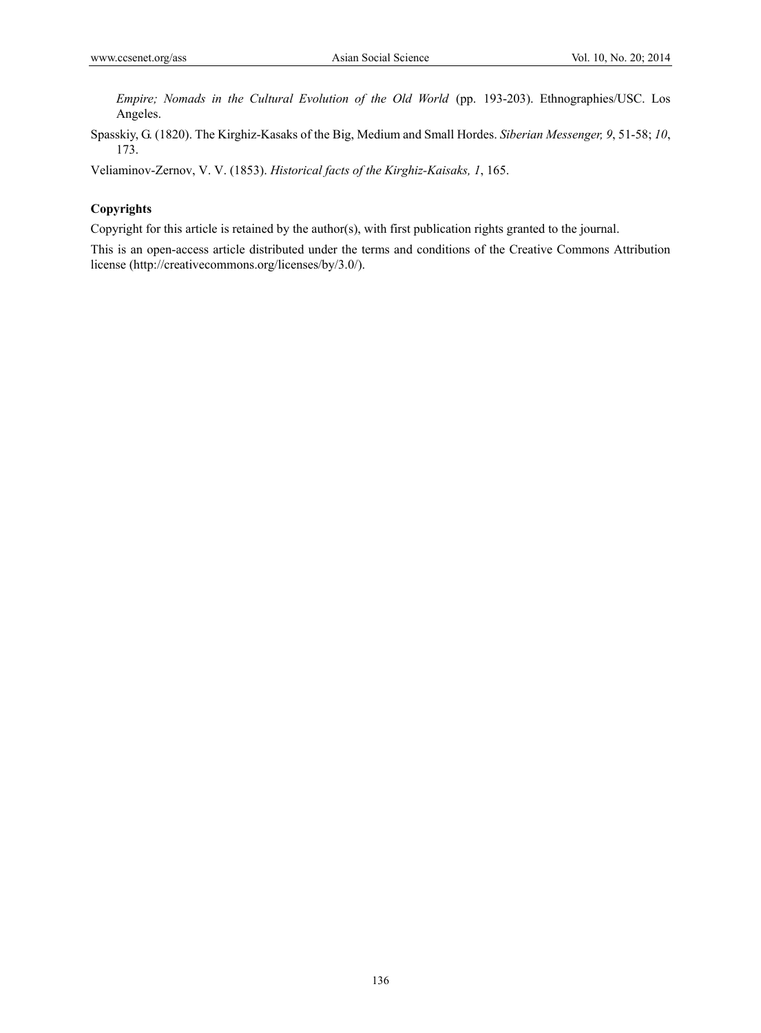*Empire; Nomads in the Cultural Evolution of the Old World* (pp. 193-203). Ethnographies/USC. Los Angeles.

Spasskiy, G. (1820). The Kirghiz-Kasaks of the Big, Medium and Small Hordes. *Siberian Messenger, 9*, 51-58; *10*, 173.

Veliaminov-Zernov, V. V. (1853). *Historical facts of the Kirghiz-Kaisaks, 1*, 165.

## Copyrights

Copyright for this article is retained by the author(s), with first publication rights granted to the journal.

This is an open-access article distributed under the terms and conditions of the Creative Commons Attribution license (http://creativecommons.org/licenses/by/3.0/).